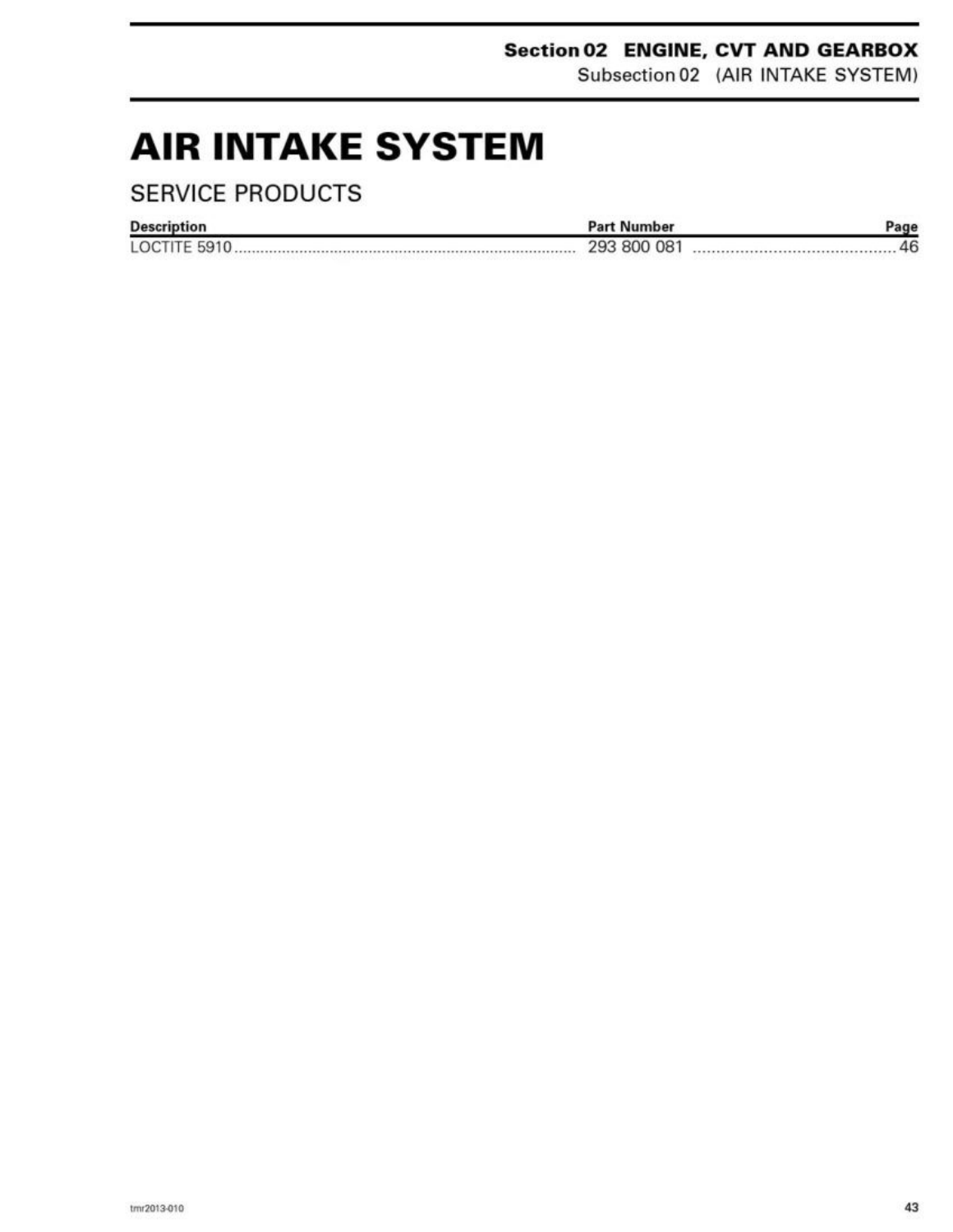# AIR INTAKE SYSTEM

## SERVICE PRODUCTS

| Description | Part Number | Page |
|---|---|---|
| LOCTITE 5910 | 293 800 081 | 46 |

tmr2013-010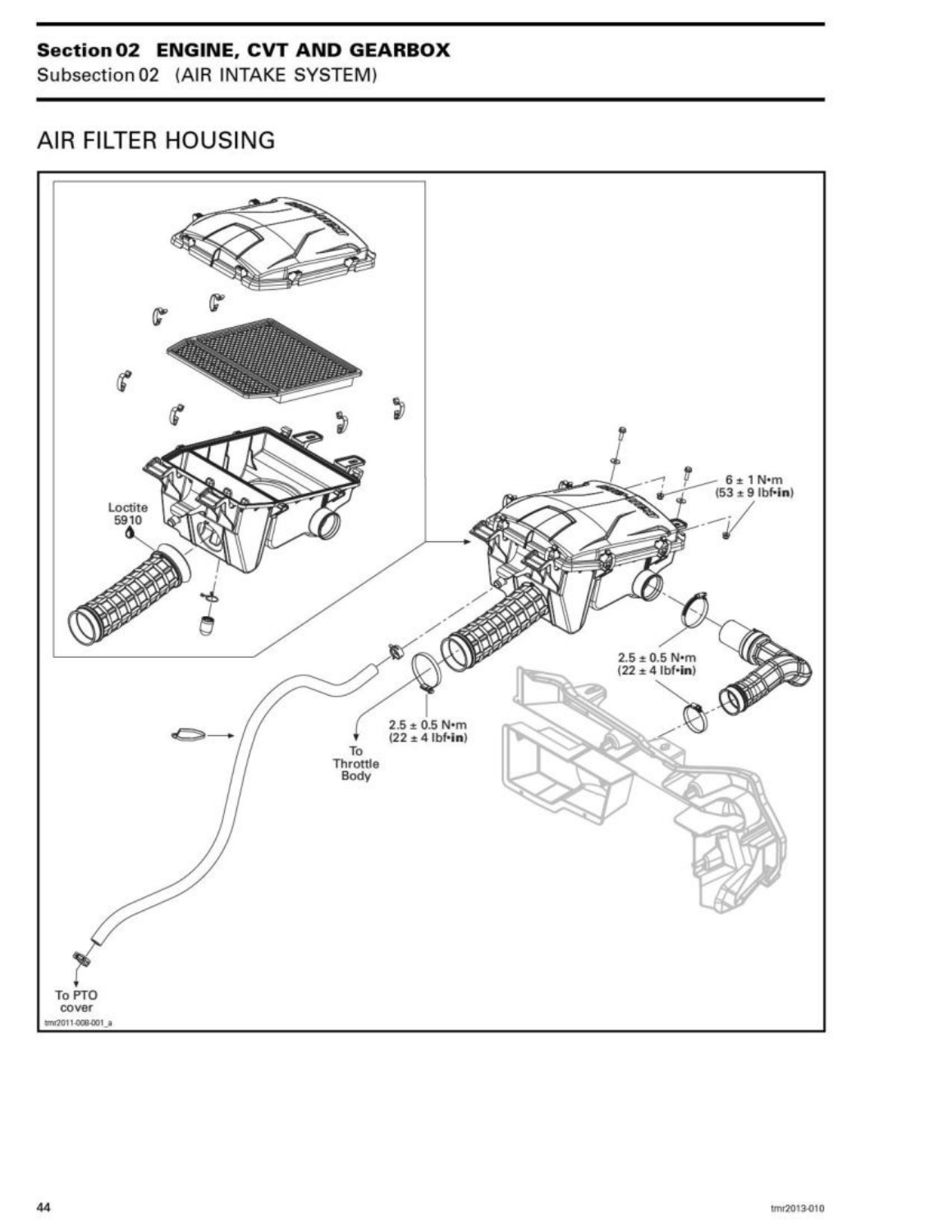# AIR FILTER HOUSING

Loctite 5910

6 ± 1 N•m (53 ± 9 lbf•in)

2.5 ± 0.5 N•m (22 ± 4 lbf•in)

2.5 ± 0.5 N•m (22 ± 4 lbf•in)

To Throttle Body

To PTO cover

tmr2011-008-001_a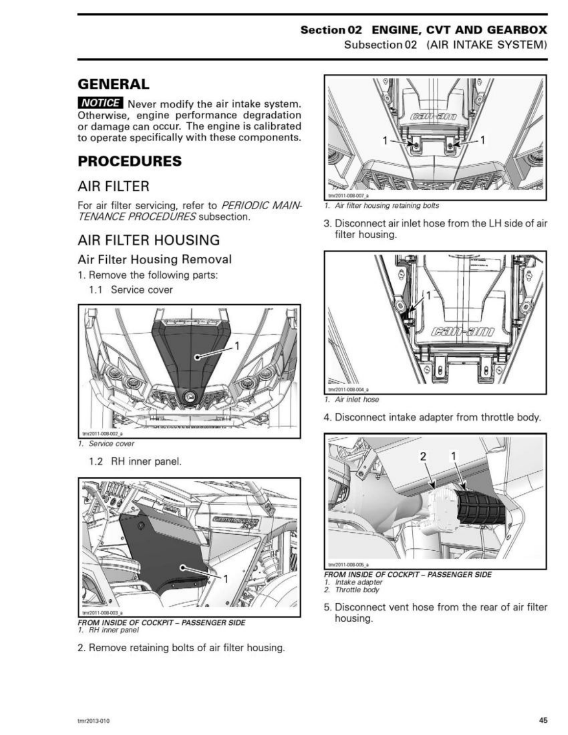## GENERAL

**NOTICE** Never modify the air intake system. Otherwise, engine performance degradation or damage can occur. The engine is calibrated to operate specifically with these components.

## PROCEDURES

### AIR FILTER

For air filter servicing, refer to *PERIODIC MAINTENANCE PROCEDURES* subsection.

### AIR FILTER HOUSING

#### Air Filter Housing Removal

1. Remove the following parts:
   1.1 Service cover

tmr2011-008-002_a

*1. Service cover*

   1.2 RH inner panel.

tmr2011-008-003_a

***FROM INSIDE OF COCKPIT – PASSENGER SIDE***
*1. RH inner panel*

2. Remove retaining bolts of air filter housing.

tmr2011-008-007_a

*1. Air filter housing retaining bolts*

3. Disconnect air inlet hose from the LH side of air filter housing.

tmr2011-008-004_a

*1. Air inlet hose*

4. Disconnect intake adapter from throttle body.

tmr2011-008-005_a

***FROM INSIDE OF COCKPIT – PASSENGER SIDE***
*1. Intake adapter*
*2. Throttle body*

5. Disconnect vent hose from the rear of air filter housing.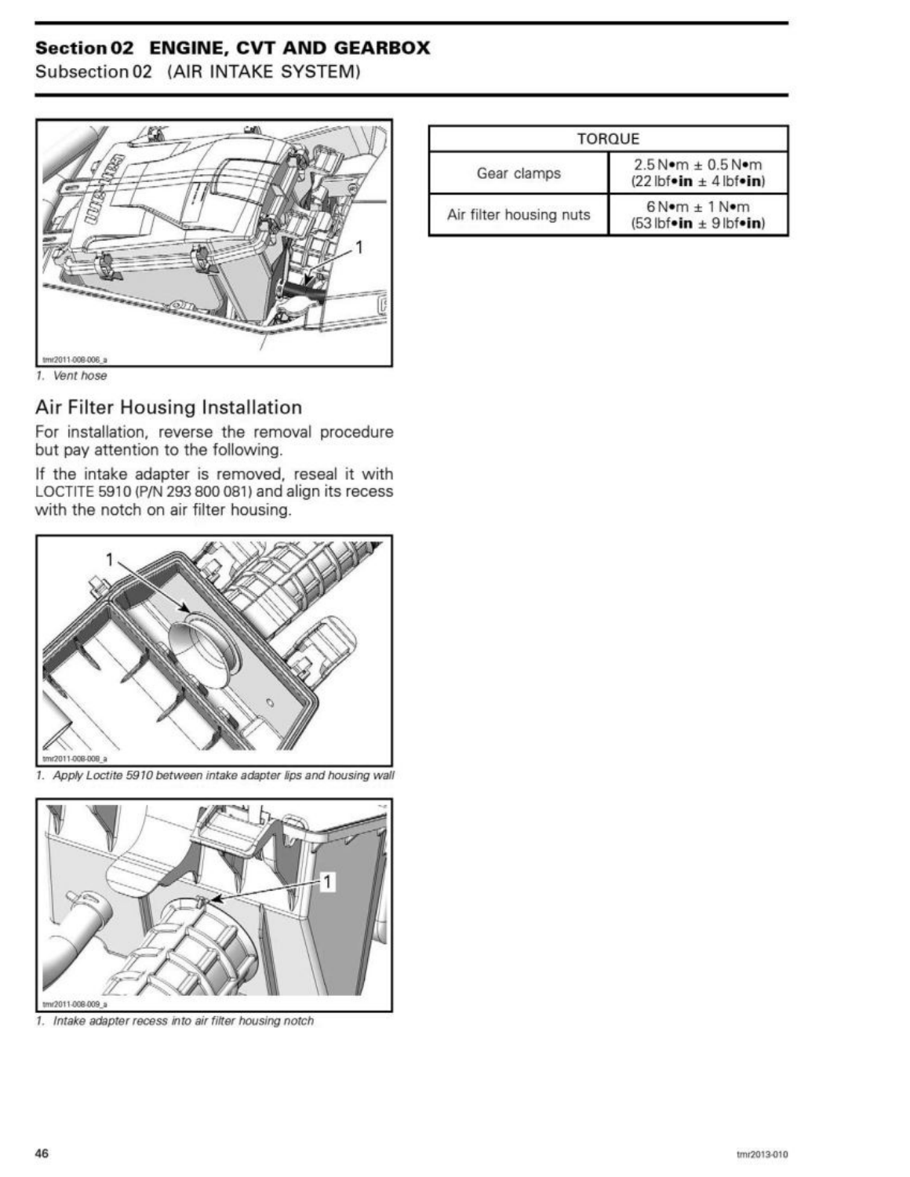1. Vent hose

## Air Filter Housing Installation

For installation, reverse the removal procedure but pay attention to the following.

If the intake adapter is removed, reseal it with LOCTITE 5910 (P/N 293 800 081) and align its recess with the notch on air filter housing.

1. *Apply Loctite 5910 between intake adapter lips and housing wall*

1. *Intake adapter recess into air filter housing notch*

| TORQUE | |
|---|---|
| Gear clamps | 2.5 N•m ± 0.5 N•m (22 lbf•**in** ± 4 lbf•**in**) |
| Air filter housing nuts | 6 N•m ± 1 N•m (53 lbf•**in** ± 9 lbf•**in**) |